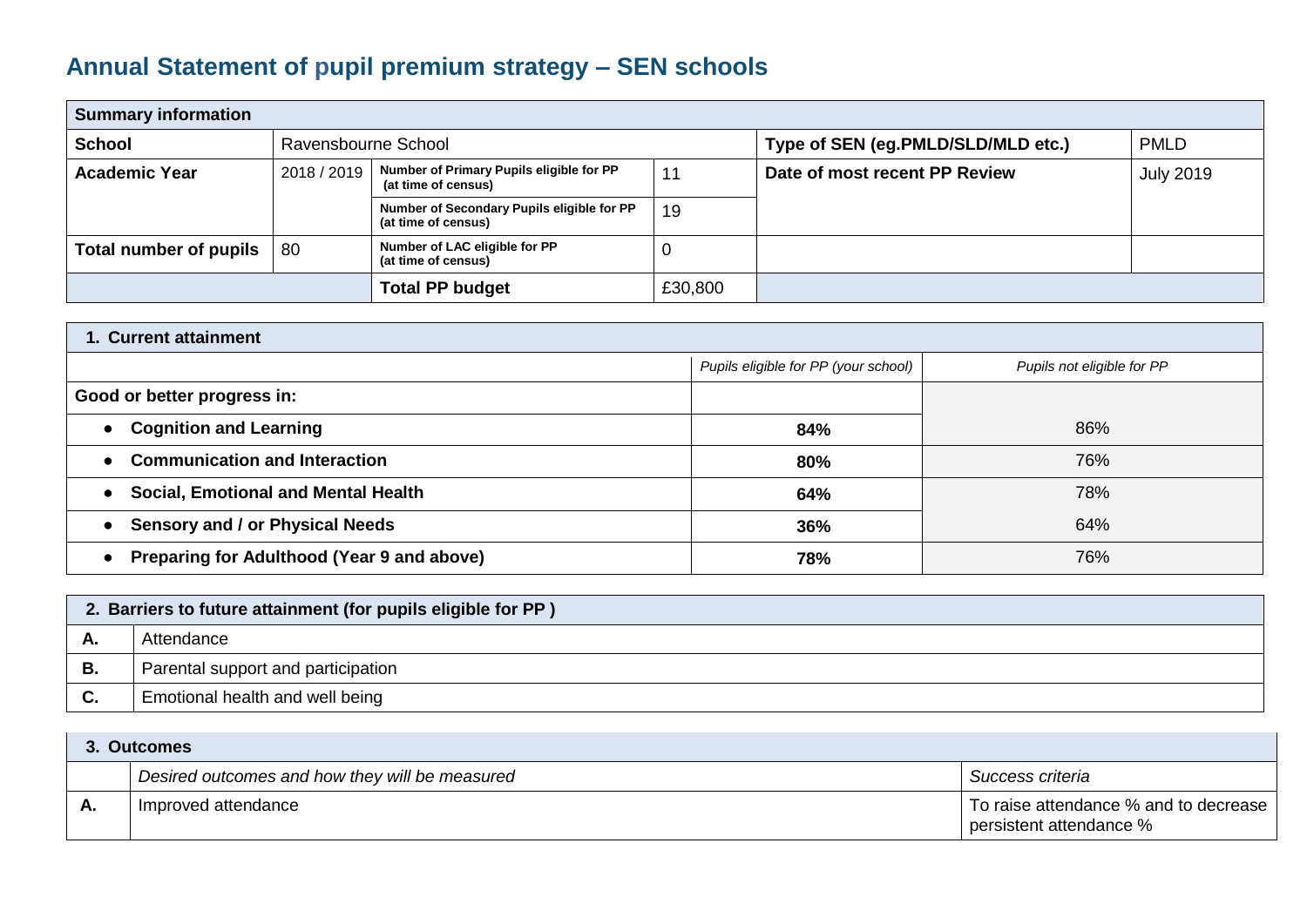# Annual Statement of pupil premium strategy – SEN schools

| Summary information | | | | | |
|---|---|---|---|---|---|
| **School** | Ravensbourne School | | | **Type of SEN (eg.PMLD/SLD/MLD etc.)** | PMLD |
| **Academic Year** | 2018 / 2019 | **Number of Primary Pupils eligible for PP (at time of census)** | 11 | **Date of most recent PP Review** | July 2019 |
| | | **Number of Secondary Pupils eligible for PP (at time of census)** | 19 | | |
| **Total number of pupils** | 80 | **Number of LAC eligible for PP (at time of census)** | 0 | | |
| | | **Total PP budget** | £30,800 | | |

| 1. Current attainment | | |
|---|---|---|
| | *Pupils eligible for PP (your school)* | *Pupils not eligible for PP* |
| **Good or better progress in:** | | |
| • **Cognition and Learning** | **84%** | 86% |
| • **Communication and Interaction** | **80%** | 76% |
| • **Social, Emotional and Mental Health** | **64%** | 78% |
| • **Sensory and / or Physical Needs** | **36%** | 64% |
| • **Preparing for Adulthood (Year 9 and above)** | **78%** | 76% |

| 2. Barriers to future attainment (for pupils eligible for PP ) | |
|---|---|
| **A.** | Attendance |
| **B.** | Parental support and participation |
| **C.** | Emotional health and well being |

| 3. Outcomes | | |
|---|---|---|
| | *Desired outcomes and how they will be measured* | *Success criteria* |
| **A.** | Improved attendance | To raise attendance % and to decrease persistent attendance % |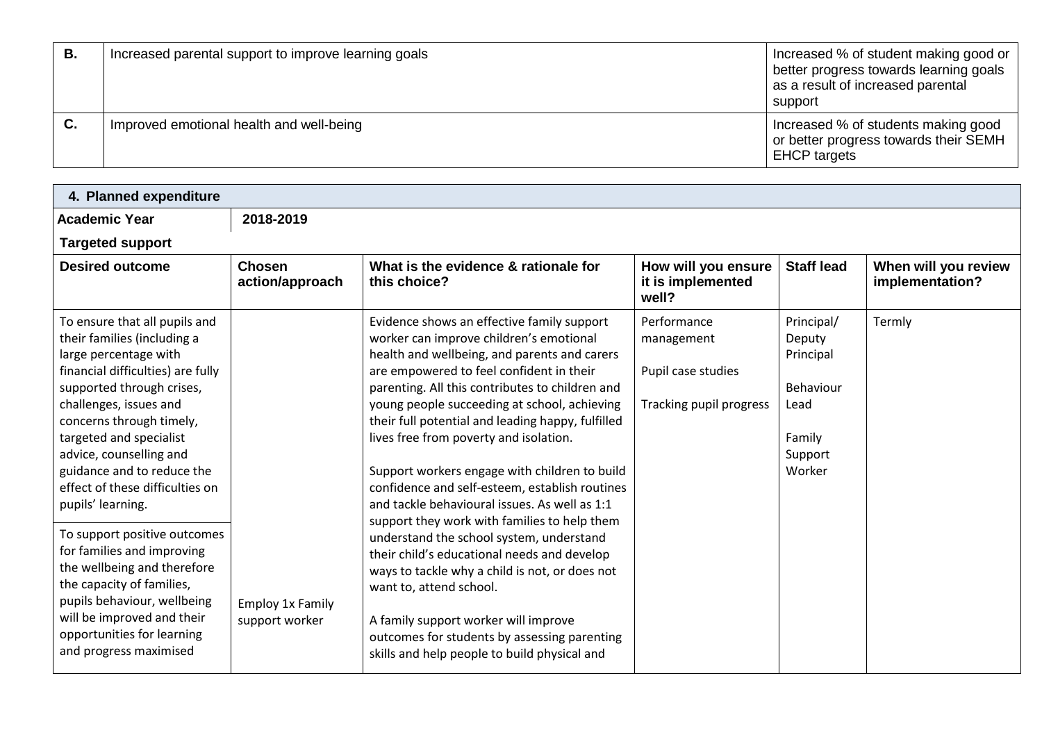| | | |
|---|---|---|
| **B.** | Increased parental support to improve learning goals | Increased % of student making good or better progress towards learning goals as a result of increased parental support |
| **C.** | Improved emotional health and well-being | Increased % of students making good or better progress towards their SEMH EHCP targets |

## 4. Planned expenditure

**Academic Year** | **2018-2019**

**Targeted support**

| Desired outcome | Chosen action/approach | What is the evidence & rationale for this choice? | How will you ensure it is implemented well? | Staff lead | When will you review implementation? |
|---|---|---|---|---|---|
| To ensure that all pupils and their families (including a large percentage with financial difficulties) are fully supported through crises, challenges, issues and concerns through timely, targeted and specialist advice, counselling and guidance and to reduce the effect of these difficulties on pupils' learning.<br><br>To support positive outcomes for families and improving the wellbeing and therefore the capacity of families, pupils behaviour, wellbeing will be improved and their opportunities for learning and progress maximised | Employ 1x Family support worker | Evidence shows an effective family support worker can improve children's emotional health and wellbeing, and parents and carers are empowered to feel confident in their parenting. All this contributes to children and young people succeeding at school, achieving their full potential and leading happy, fulfilled lives free from poverty and isolation.<br><br>Support workers engage with children to build confidence and self-esteem, establish routines and tackle behavioural issues. As well as 1:1 support they work with families to help them understand the school system, understand their child's educational needs and develop ways to tackle why a child is not, or does not want to, attend school.<br><br>A family support worker will improve outcomes for students by assessing parenting skills and help people to build physical and | Performance management<br><br>Pupil case studies<br><br>Tracking pupil progress | Principal/ Deputy Principal<br><br>Behaviour Lead<br><br>Family Support Worker | Termly |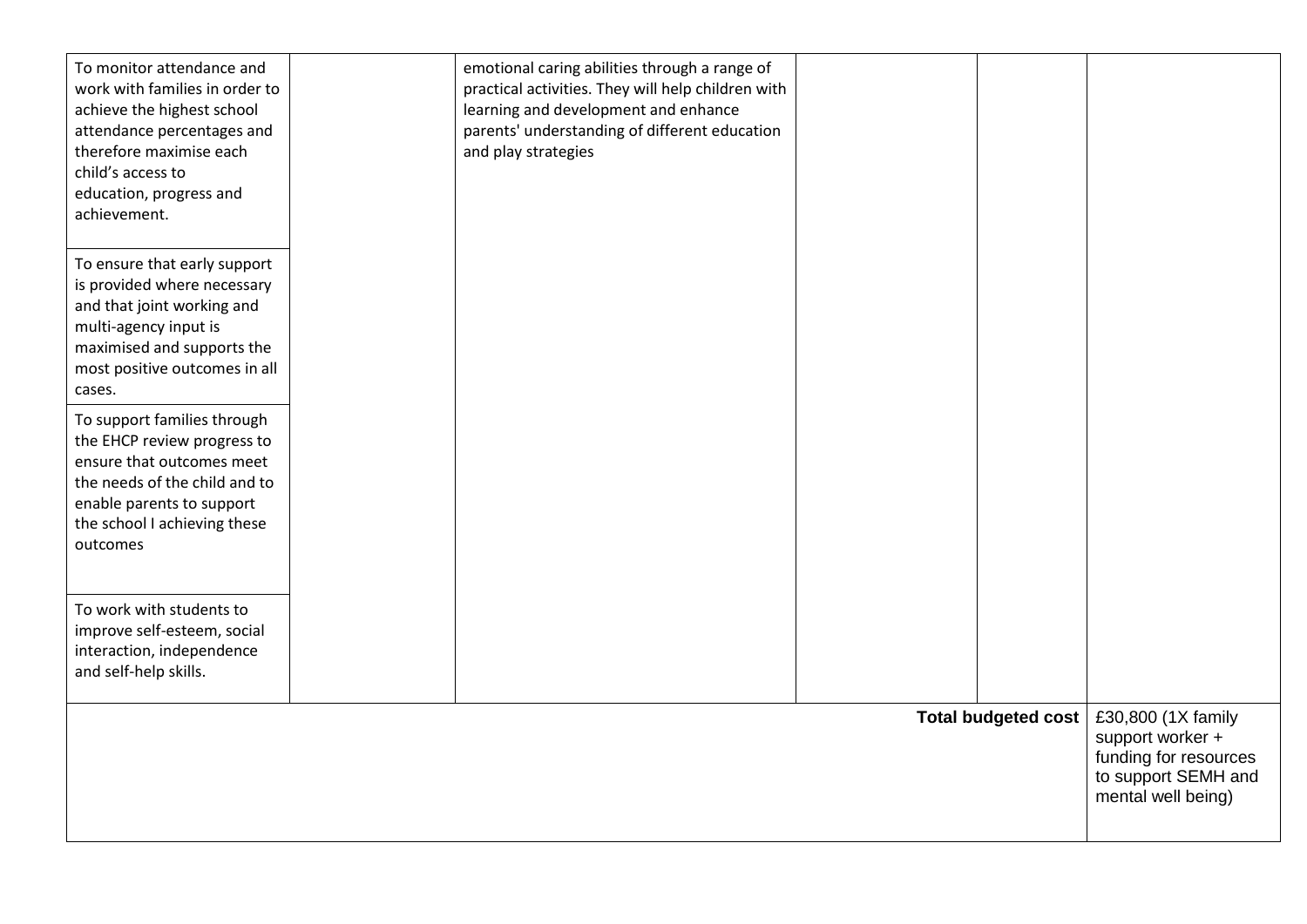| | | | | | |
|---|---|---|---|---|---|
| To monitor attendance and work with families in order to achieve the highest school attendance percentages and therefore maximise each child's access to education, progress and achievement. | | emotional caring abilities through a range of practical activities. They will help children with learning and development and enhance parents' understanding of different education and play strategies | | | |
| To ensure that early support is provided where necessary and that joint working and multi-agency input is maximised and supports the most positive outcomes in all cases. | | | | | |
| To support families through the EHCP review progress to ensure that outcomes meet the needs of the child and to enable parents to support the school I achieving these outcomes | | | | | |
| To work with students to improve self-esteem, social interaction, independence and self-help skills. | | | | | |
| | | | | **Total budgeted cost** | £30,800 (1X family support worker + funding for resources to support SEMH and mental well being) |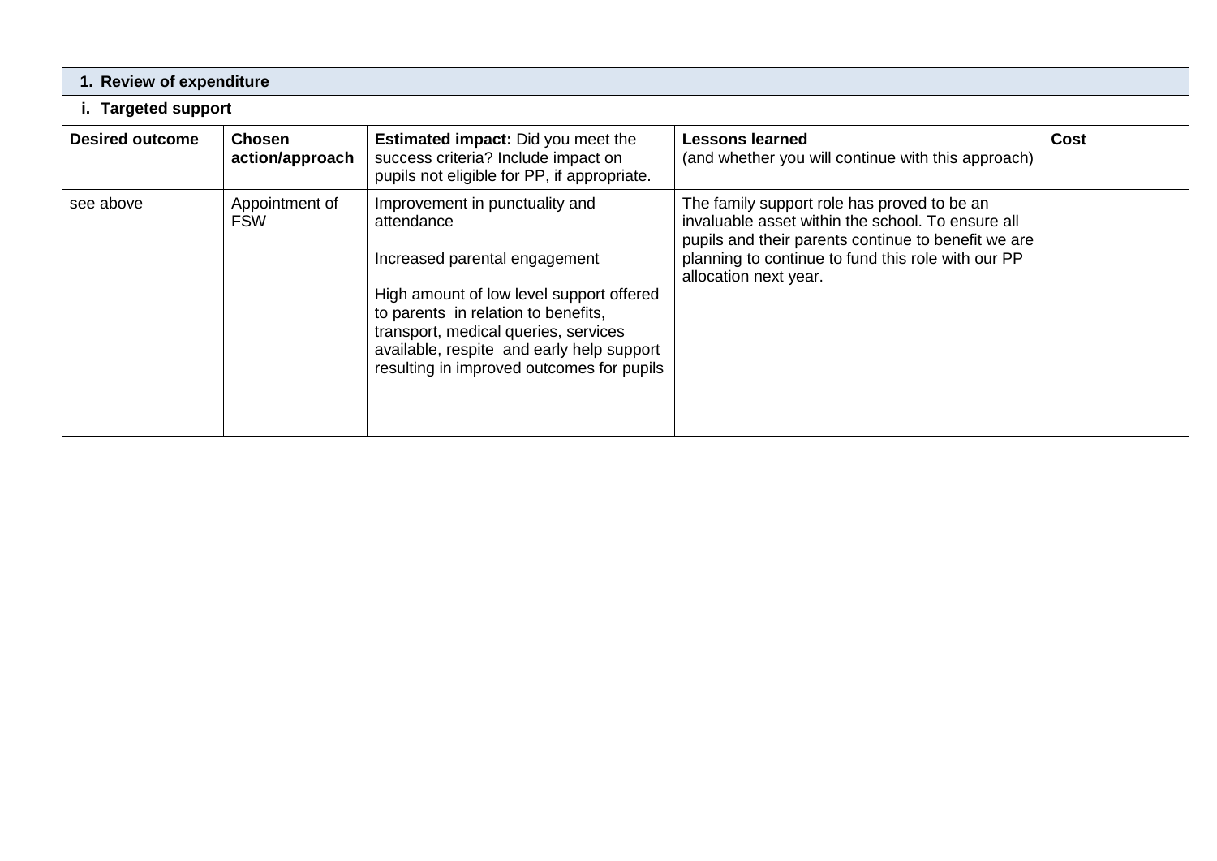| 1. Review of expenditure | | | | |
|---|---|---|---|---|
| **i. Targeted support** | | | | |
| **Desired outcome** | **Chosen action/approach** | **Estimated impact:** Did you meet the success criteria? Include impact on pupils not eligible for PP, if appropriate. | **Lessons learned** (and whether you will continue with this approach) | **Cost** |
| see above | Appointment of FSW | Improvement in punctuality and attendance<br><br>Increased parental engagement<br><br>High amount of low level support offered to parents in relation to benefits, transport, medical queries, services available, respite and early help support resulting in improved outcomes for pupils | The family support role has proved to be an invaluable asset within the school. To ensure all pupils and their parents continue to benefit we are planning to continue to fund this role with our PP allocation next year. | |